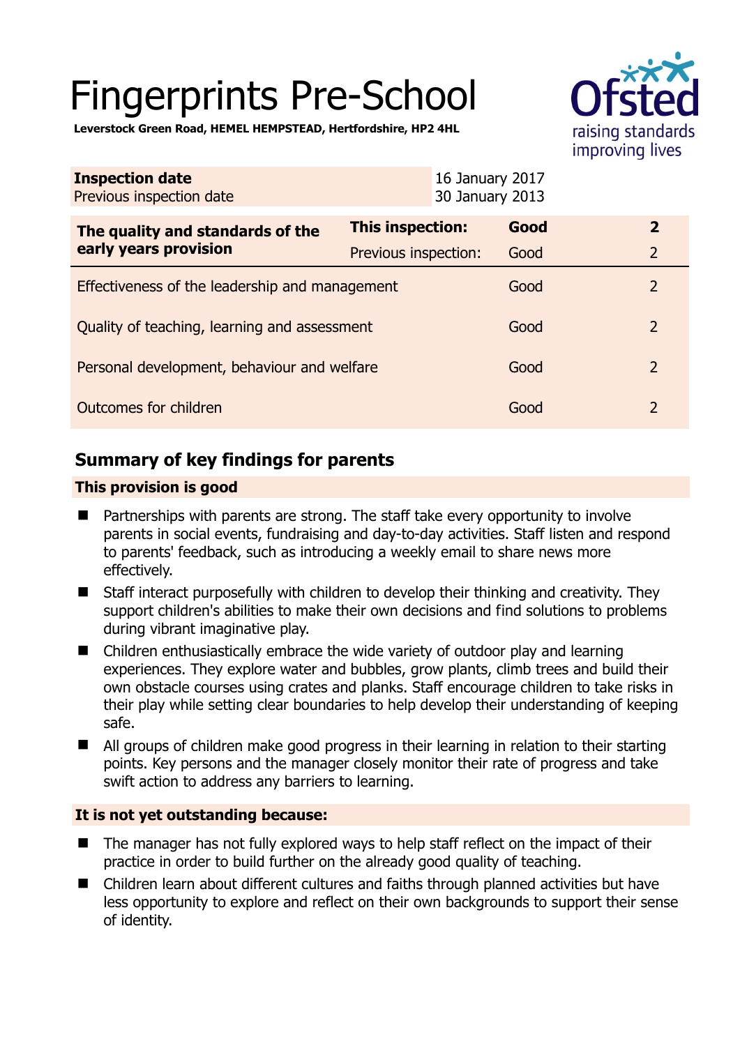# Fingerprints Pre-School

**Leverstock Green Road, HEMEL HEMPSTEAD, Hertfordshire, HP2 4HL**

| | |
|---|---|
| **Inspection date** | 16 January 2017 |
| Previous inspection date | 30 January 2013 |

| **The quality and standards of the early years provision** | **This inspection:** | **Good** | **2** |
|---|---|---|---|
| | Previous inspection: | Good | 2 |
| Effectiveness of the leadership and management | | Good | 2 |
| Quality of teaching, learning and assessment | | Good | 2 |
| Personal development, behaviour and welfare | | Good | 2 |
| Outcomes for children | | Good | 2 |

## Summary of key findings for parents

### This provision is good

- Partnerships with parents are strong. The staff take every opportunity to involve parents in social events, fundraising and day-to-day activities. Staff listen and respond to parents' feedback, such as introducing a weekly email to share news more effectively.
- Staff interact purposefully with children to develop their thinking and creativity. They support children's abilities to make their own decisions and find solutions to problems during vibrant imaginative play.
- Children enthusiastically embrace the wide variety of outdoor play and learning experiences. They explore water and bubbles, grow plants, climb trees and build their own obstacle courses using crates and planks. Staff encourage children to take risks in their play while setting clear boundaries to help develop their understanding of keeping safe.
- All groups of children make good progress in their learning in relation to their starting points. Key persons and the manager closely monitor their rate of progress and take swift action to address any barriers to learning.

### It is not yet outstanding because:

- The manager has not fully explored ways to help staff reflect on the impact of their practice in order to build further on the already good quality of teaching.
- Children learn about different cultures and faiths through planned activities but have less opportunity to explore and reflect on their own backgrounds to support their sense of identity.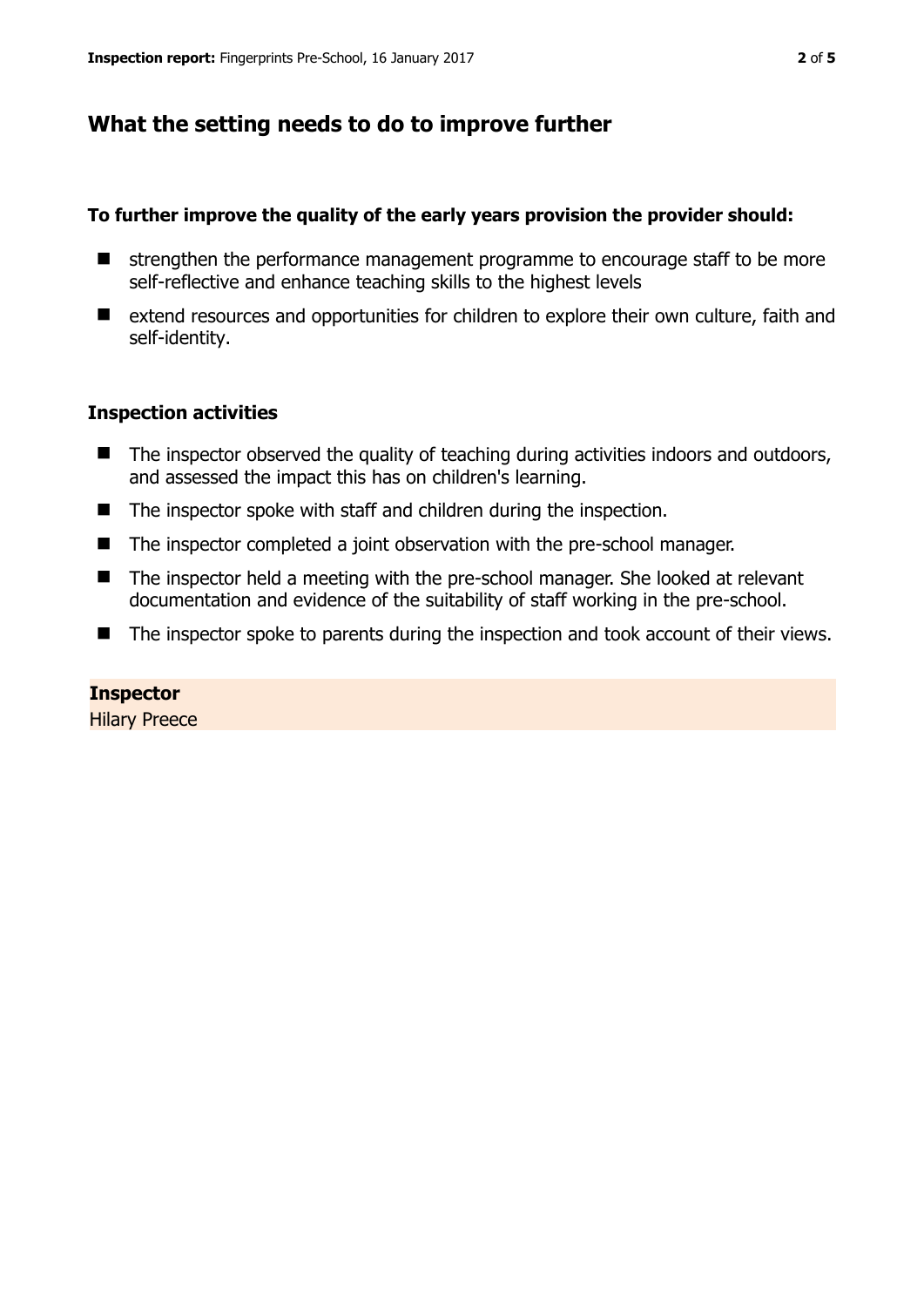## What the setting needs to do to improve further

**To further improve the quality of the early years provision the provider should:**

- strengthen the performance management programme to encourage staff to be more self-reflective and enhance teaching skills to the highest levels
- extend resources and opportunities for children to explore their own culture, faith and self-identity.

### Inspection activities

- The inspector observed the quality of teaching during activities indoors and outdoors, and assessed the impact this has on children's learning.
- The inspector spoke with staff and children during the inspection.
- The inspector completed a joint observation with the pre-school manager.
- The inspector held a meeting with the pre-school manager. She looked at relevant documentation and evidence of the suitability of staff working in the pre-school.
- The inspector spoke to parents during the inspection and took account of their views.

**Inspector**

Hilary Preece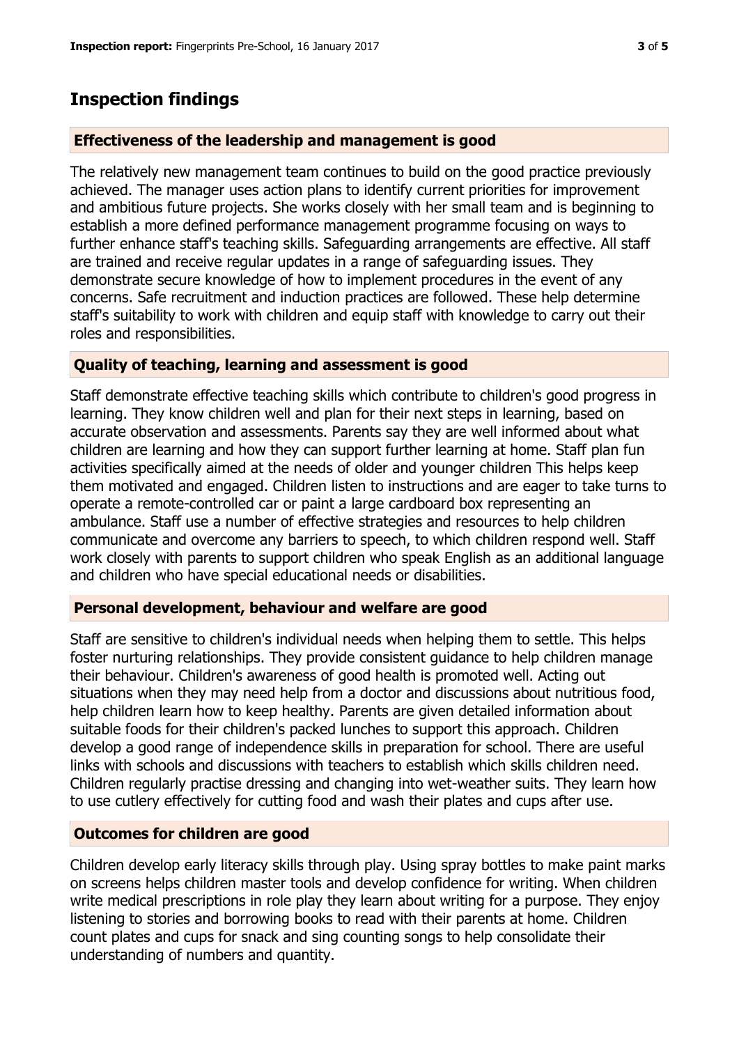## Inspection findings

### Effectiveness of the leadership and management is good

The relatively new management team continues to build on the good practice previously achieved. The manager uses action plans to identify current priorities for improvement and ambitious future projects. She works closely with her small team and is beginning to establish a more defined performance management programme focusing on ways to further enhance staff's teaching skills. Safeguarding arrangements are effective. All staff are trained and receive regular updates in a range of safeguarding issues. They demonstrate secure knowledge of how to implement procedures in the event of any concerns. Safe recruitment and induction practices are followed. These help determine staff's suitability to work with children and equip staff with knowledge to carry out their roles and responsibilities.

### Quality of teaching, learning and assessment is good

Staff demonstrate effective teaching skills which contribute to children's good progress in learning. They know children well and plan for their next steps in learning, based on accurate observation and assessments. Parents say they are well informed about what children are learning and how they can support further learning at home. Staff plan fun activities specifically aimed at the needs of older and younger children This helps keep them motivated and engaged. Children listen to instructions and are eager to take turns to operate a remote-controlled car or paint a large cardboard box representing an ambulance. Staff use a number of effective strategies and resources to help children communicate and overcome any barriers to speech, to which children respond well. Staff work closely with parents to support children who speak English as an additional language and children who have special educational needs or disabilities.

### Personal development, behaviour and welfare are good

Staff are sensitive to children's individual needs when helping them to settle. This helps foster nurturing relationships. They provide consistent guidance to help children manage their behaviour. Children's awareness of good health is promoted well. Acting out situations when they may need help from a doctor and discussions about nutritious food, help children learn how to keep healthy. Parents are given detailed information about suitable foods for their children's packed lunches to support this approach. Children develop a good range of independence skills in preparation for school. There are useful links with schools and discussions with teachers to establish which skills children need. Children regularly practise dressing and changing into wet-weather suits. They learn how to use cutlery effectively for cutting food and wash their plates and cups after use.

### Outcomes for children are good

Children develop early literacy skills through play. Using spray bottles to make paint marks on screens helps children master tools and develop confidence for writing. When children write medical prescriptions in role play they learn about writing for a purpose. They enjoy listening to stories and borrowing books to read with their parents at home. Children count plates and cups for snack and sing counting songs to help consolidate their understanding of numbers and quantity.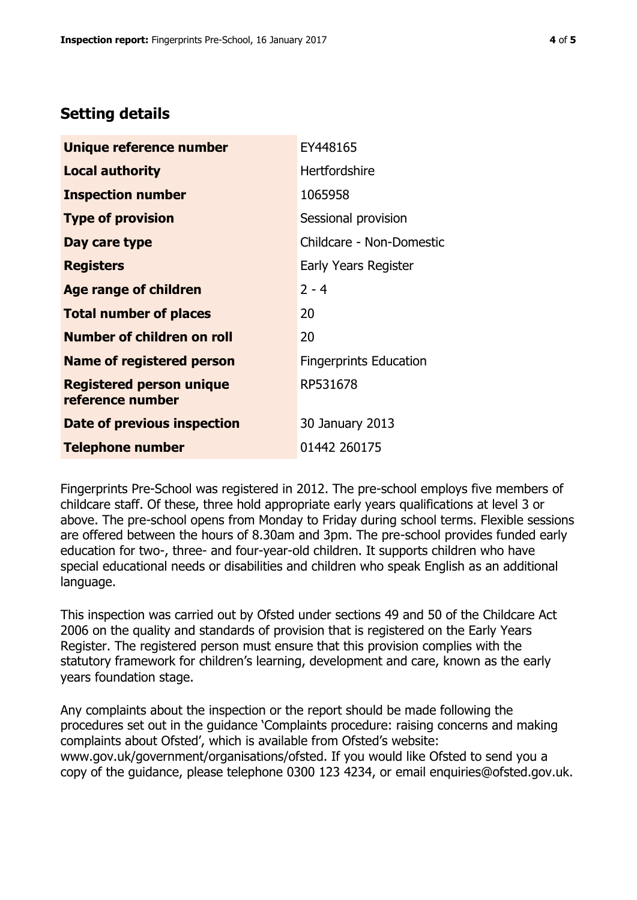## Setting details

| | |
|---|---|
| **Unique reference number** | EY448165 |
| **Local authority** | Hertfordshire |
| **Inspection number** | 1065958 |
| **Type of provision** | Sessional provision |
| **Day care type** | Childcare - Non-Domestic |
| **Registers** | Early Years Register |
| **Age range of children** | 2 - 4 |
| **Total number of places** | 20 |
| **Number of children on roll** | 20 |
| **Name of registered person** | Fingerprints Education |
| **Registered person unique reference number** | RP531678 |
| **Date of previous inspection** | 30 January 2013 |
| **Telephone number** | 01442 260175 |

Fingerprints Pre-School was registered in 2012. The pre-school employs five members of childcare staff. Of these, three hold appropriate early years qualifications at level 3 or above. The pre-school opens from Monday to Friday during school terms. Flexible sessions are offered between the hours of 8.30am and 3pm. The pre-school provides funded early education for two-, three- and four-year-old children. It supports children who have special educational needs or disabilities and children who speak English as an additional language.

This inspection was carried out by Ofsted under sections 49 and 50 of the Childcare Act 2006 on the quality and standards of provision that is registered on the Early Years Register. The registered person must ensure that this provision complies with the statutory framework for children's learning, development and care, known as the early years foundation stage.

Any complaints about the inspection or the report should be made following the procedures set out in the guidance 'Complaints procedure: raising concerns and making complaints about Ofsted', which is available from Ofsted's website: www.gov.uk/government/organisations/ofsted. If you would like Ofsted to send you a copy of the guidance, please telephone 0300 123 4234, or email enquiries@ofsted.gov.uk.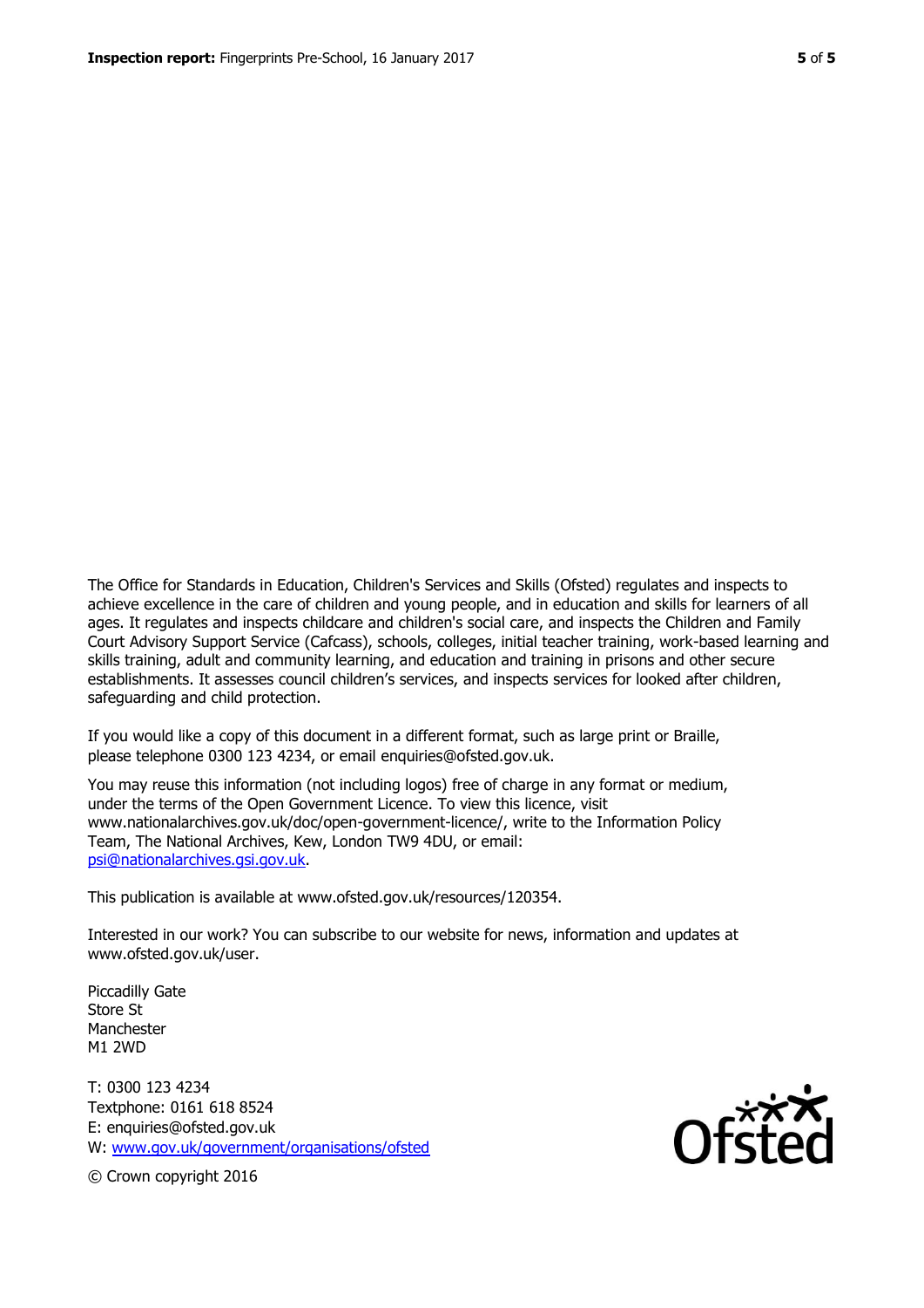The Office for Standards in Education, Children's Services and Skills (Ofsted) regulates and inspects to achieve excellence in the care of children and young people, and in education and skills for learners of all ages. It regulates and inspects childcare and children's social care, and inspects the Children and Family Court Advisory Support Service (Cafcass), schools, colleges, initial teacher training, work-based learning and skills training, adult and community learning, and education and training in prisons and other secure establishments. It assesses council children's services, and inspects services for looked after children, safeguarding and child protection.

If you would like a copy of this document in a different format, such as large print or Braille, please telephone 0300 123 4234, or email enquiries@ofsted.gov.uk.

You may reuse this information (not including logos) free of charge in any format or medium, under the terms of the Open Government Licence. To view this licence, visit www.nationalarchives.gov.uk/doc/open-government-licence/, write to the Information Policy Team, The National Archives, Kew, London TW9 4DU, or email: psi@nationalarchives.gsi.gov.uk.

This publication is available at www.ofsted.gov.uk/resources/120354.

Interested in our work? You can subscribe to our website for news, information and updates at www.ofsted.gov.uk/user.

Piccadilly Gate  
Store St  
Manchester  
M1 2WD

T: 0300 123 4234  
Textphone: 0161 618 8524  
E: enquiries@ofsted.gov.uk  
W: www.gov.uk/government/organisations/ofsted

© Crown copyright 2016